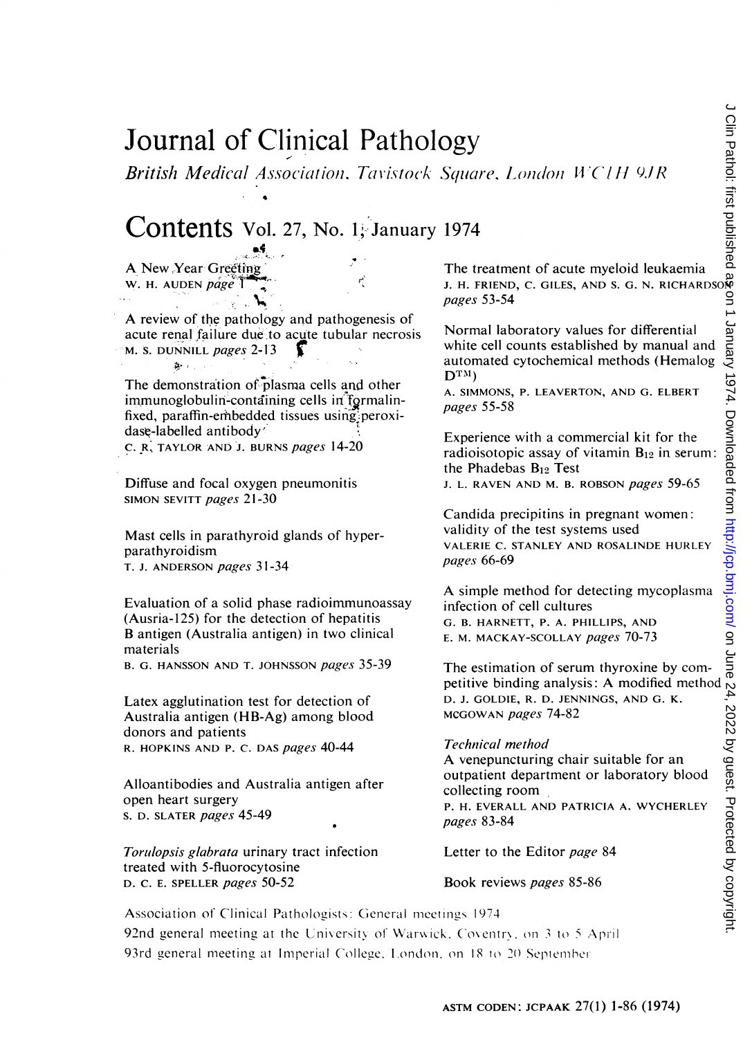# Journal of Clinical Pathology

*British Medical Association, Tavistock Square, London WC1H 9JR*

## Contents Vol. 27, No. 1, January 1974

A New Year Greeting
W. H. AUDEN *page* 1

A review of the pathology and pathogenesis of acute renal failure due to acute tubular necrosis
M. S. DUNNILL *pages* 2-13

The demonstration of plasma cells and other immunoglobulin-containing cells in formalin-fixed, paraffin-embedded tissues using peroxidase-labelled antibody
C. R. TAYLOR AND J. BURNS *pages* 14-20

Diffuse and focal oxygen pneumonitis
SIMON SEVITT *pages* 21-30

Mast cells in parathyroid glands of hyperparathyroidism
T. J. ANDERSON *pages* 31-34

Evaluation of a solid phase radioimmunoassay (Ausria-125) for the detection of hepatitis B antigen (Australia antigen) in two clinical materials
B. G. HANSSON AND T. JOHNSSON *pages* 35-39

Latex agglutination test for detection of Australia antigen (HB-Ag) among blood donors and patients
R. HOPKINS AND P. C. DAS *pages* 40-44

Alloantibodies and Australia antigen after open heart surgery
S. D. SLATER *pages* 45-49

*Torulopsis glabrata* urinary tract infection treated with 5-fluorocytosine
D. C. E. SPELLER *pages* 50-52

The treatment of acute myeloid leukaemia
J. H. FRIEND, C. GILES, AND S. G. N. RICHARDSON *pages* 53-54

Normal laboratory values for differential white cell counts established by manual and automated cytochemical methods (Hemalog D™)
A. SIMMONS, P. LEAVERTON, AND G. ELBERT *pages* 55-58

Experience with a commercial kit for the radioisotopic assay of vitamin $B_{12}$ in serum: the Phadebas $B_{12}$ Test
J. L. RAVEN AND M. B. ROBSON *pages* 59-65

Candida precipitins in pregnant women: validity of the test systems used
VALERIE C. STANLEY AND ROSALINDE HURLEY *pages* 66-69

A simple method for detecting mycoplasma infection of cell cultures
G. B. HARNETT, P. A. PHILLIPS, AND E. M. MACKAY-SCOLLAY *pages* 70-73

The estimation of serum thyroxine by competitive binding analysis: A modified method
D. J. GOLDIE, R. D. JENNINGS, AND G. K. MCGOWAN *pages* 74-82

*Technical method*
A venepuncturing chair suitable for an outpatient department or laboratory blood collecting room
P. H. EVERALL AND PATRICIA A. WYCHERLEY *pages* 83-84

Letter to the Editor *page* 84

Book reviews *pages* 85-86

Association of Clinical Pathologists: General meetings 1974
92nd general meeting at the University of Warwick, Coventry, on 3 to 5 April
93rd general meeting at Imperial College, London, on 18 to 20 September

ASTM CODEN: JCPAAK 27(1) 1-86 (1974)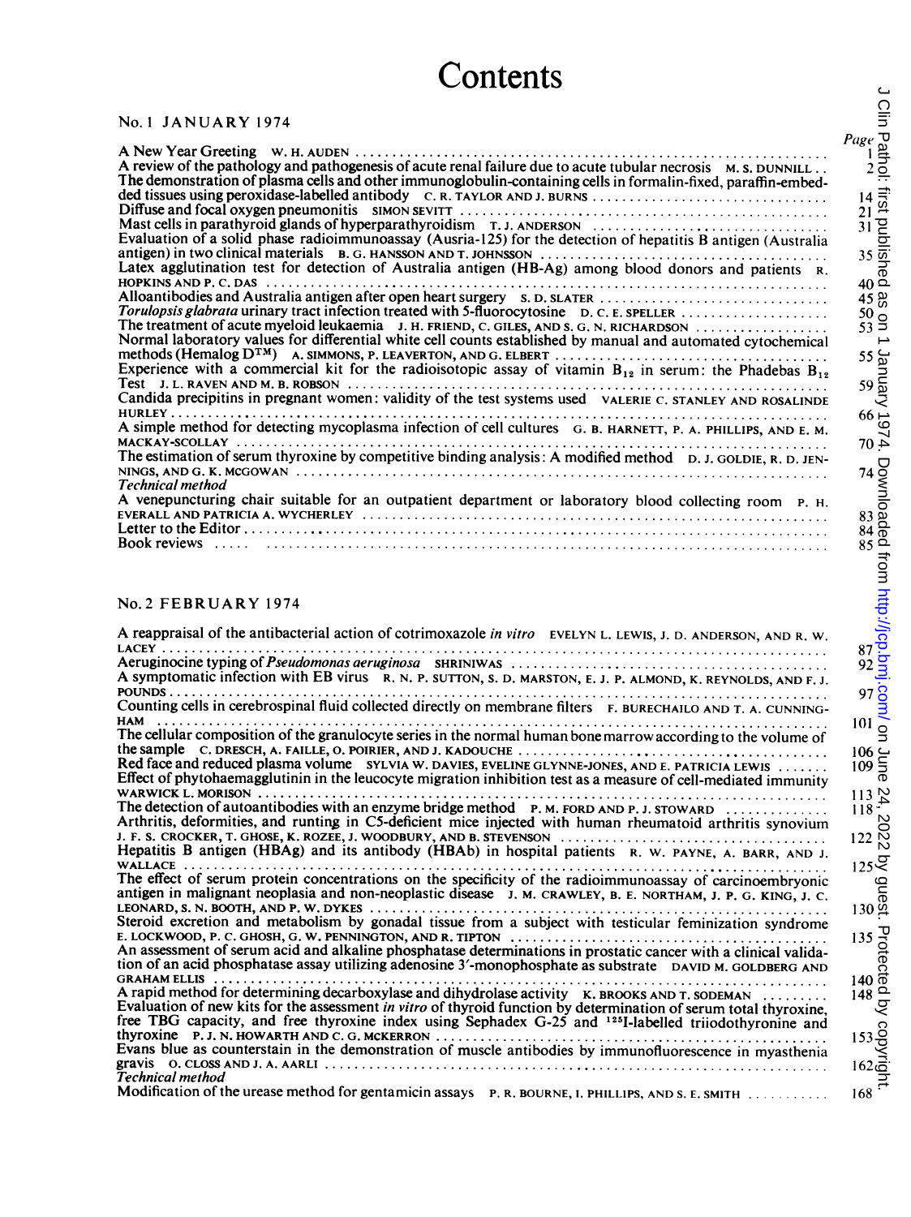# Contents

## No. 1 JANUARY 1974

| | Page |
|---|---|
| A New Year Greeting W. H. AUDEN | 1 |
| A review of the pathology and pathogenesis of acute renal failure due to acute tubular necrosis M. S. DUNNILL | 2 |
| The demonstration of plasma cells and other immunoglobulin-containing cells in formalin-fixed, paraffin-embedded tissues using peroxidase-labelled antibody C. R. TAYLOR AND J. BURNS | 14 |
| Diffuse and focal oxygen pneumonitis SIMON SEVITT | 21 |
| Mast cells in parathyroid glands of hyperparathyroidism T. J. ANDERSON | 31 |
| Evaluation of a solid phase radioimmunoassay (Ausria-125) for the detection of hepatitis B antigen (Australia antigen) in two clinical materials B. G. HANSSON AND T. JOHNSSON | 35 |
| Latex agglutination test for detection of Australia antigen (HB-Ag) among blood donors and patients R. HOPKINS AND P. C. DAS | 40 |
| Alloantibodies and Australia antigen after open heart surgery S. D. SLATER | 45 |
| *Torulopsis glabrata* urinary tract infection treated with 5-fluorocytosine D. C. E. SPELLER | 50 |
| The treatment of acute myeloid leukaemia J. H. FRIEND, C. GILES, AND S. G. N. RICHARDSON | 53 |
| Normal laboratory values for differential white cell counts established by manual and automated cytochemical methods (Hemalog D™) A. SIMMONS, P. LEAVERTON, AND G. ELBERT | 55 |
| Experience with a commercial kit for the radioisotopic assay of vitamin $B_{12}$ in serum: the Phadebas $B_{12}$ Test J. L. RAVEN AND M. B. ROBSON | 59 |
| Candida precipitins in pregnant women: validity of the test systems used VALERIE C. STANLEY AND ROSALINDE HURLEY | 66 |
| A simple method for detecting mycoplasma infection of cell cultures G. B. HARNETT, P. A. PHILLIPS, AND E. M. MACKAY-SCOLLAY | 70 |
| The estimation of serum thyroxine by competitive binding analysis: A modified method D. J. GOLDIE, R. D. JENNINGS, AND G. K. MCGOWAN | 74 |
| *Technical method* | |
| A venepuncturing chair suitable for an outpatient department or laboratory blood collecting room P. H. EVERALL AND PATRICIA A. WYCHERLEY | 83 |
| Letter to the Editor | 84 |
| Book reviews | 85 |

## No. 2 FEBRUARY 1974

| | Page |
|---|---|
| A reappraisal of the antibacterial action of cotrimoxazole *in vitro* EVELYN L. LEWIS, J. D. ANDERSON, AND R. W. LACEY | 87 |
| Aeruginocine typing of *Pseudomonas aeruginosa* SHRINIWAS | 92 |
| A symptomatic infection with EB virus R. N. P. SUTTON, S. D. MARSTON, E. J. P. ALMOND, K. REYNOLDS, AND F. J. POUNDS | 97 |
| Counting cells in cerebrospinal fluid collected directly on membrane filters F. BURECHAILO AND T. A. CUNNINGHAM | 101 |
| The cellular composition of the granulocyte series in the normal human bone marrow according to the volume of the sample C. DRESCH, A. FAILLE, O. POIRIER, AND J. KADOUCHE | 106 |
| Red face and reduced plasma volume SYLVIA W. DAVIES, EVELINE GLYNNE-JONES, AND E. PATRICIA LEWIS | 109 |
| Effect of phytohaemagglutinin in the leucocyte migration inhibition test as a measure of cell-mediated immunity WARWICK L. MORISON | 113 |
| The detection of autoantibodies with an enzyme bridge method P. M. FORD AND P. J. STOWARD | 118 |
| Arthritis, deformities, and runting in C5-deficient mice injected with human rheumatoid arthritis synovium J. F. S. CROCKER, T. GHOSE, K. ROZEE, J. WOODBURY, AND B. STEVENSON | 122 |
| Hepatitis B antigen (HBAg) and its antibody (HBAb) in hospital patients R. W. PAYNE, A. BARR, AND J. WALLACE | 125 |
| The effect of serum protein concentrations on the specificity of the radioimmunoassay of carcinoembryonic antigen in malignant neoplasia and non-neoplastic disease J. M. CRAWLEY, B. E. NORTHAM, J. P. G. KING, J. C. LEONARD, S. N. BOOTH, AND P. W. DYKES | 130 |
| Steroid excretion and metabolism by gonadal tissue from a subject with testicular feminization syndrome E. LOCKWOOD, P. C. GHOSH, G. W. PENNINGTON, AND R. TIPTON | 135 |
| An assessment of serum acid and alkaline phosphatase determinations in prostatic cancer with a clinical validation of an acid phosphatase assay utilizing adenosine 3′-monophosphate as substrate DAVID M. GOLDBERG AND GRAHAM ELLIS | 140 |
| A rapid method for determining decarboxylase and dihydrolase activity K. BROOKS AND T. SODEMAN | 148 |
| Evaluation of new kits for the assessment *in vitro* of thyroid function by determination of serum total thyroxine, free TBG capacity, and free thyroxine index using Sephadex G-25 and $^{125}$I-labelled triiodothyronine and thyroxine P. J. N. HOWARTH AND C. G. MCKERRON | 153 |
| Evans blue as counterstain in the demonstration of muscle antibodies by immunofluorescence in myasthenia gravis O. CLOSS AND J. A. AARLI | 162 |
| *Technical method* | |
| Modification of the urease method for gentamicin assays P. R. BOURNE, I. PHILLIPS, AND S. E. SMITH | 168 |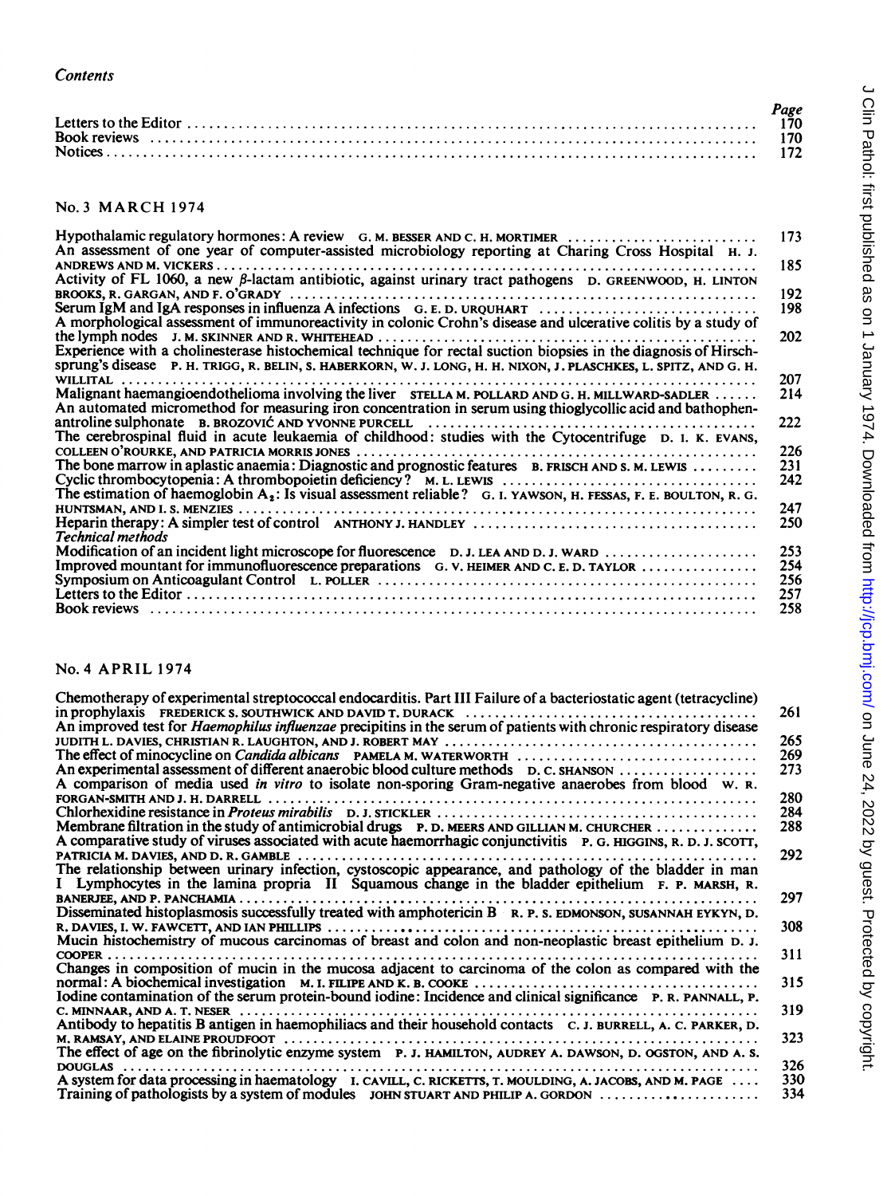*Contents*

| | Page |
|---|---|
| Letters to the Editor | 170 |
| Book reviews | 170 |
| Notices | 172 |

## No. 3 MARCH 1974

| | |
|---|---|
| Hypothalamic regulatory hormones: A review G. M. BESSER AND C. H. MORTIMER | 173 |
| An assessment of one year of computer-assisted microbiology reporting at Charing Cross Hospital H. J. ANDREWS AND M. VICKERS | 185 |
| Activity of FL 1060, a new β-lactam antibiotic, against urinary tract pathogens D. GREENWOOD, H. LINTON BROOKS, R. GARGAN, AND F. O'GRADY | 192 |
| Serum IgM and IgA responses in influenza A infections G. E. D. URQUHART | 198 |
| A morphological assessment of immunoreactivity in colonic Crohn's disease and ulcerative colitis by a study of the lymph nodes J. M. SKINNER AND R. WHITEHEAD | 202 |
| Experience with a cholinesterase histochemical technique for rectal suction biopsies in the diagnosis of Hirschsprung's disease P. H. TRIGG, R. BELIN, S. HABERKORN, W. J. LONG, H. H. NIXON, J. PLASCHKES, L. SPITZ, AND G. H. WILLITAL | 207 |
| Malignant haemangioendothelioma involving the liver STELLA M. POLLARD AND G. H. MILLWARD-SADLER | 214 |
| An automated micromethod for measuring iron concentration in serum using thioglycollic acid and bathophenantroline sulphonate B. BROZOVIĆ AND YVONNE PURCELL | 222 |
| The cerebrospinal fluid in acute leukaemia of childhood: studies with the Cytocentrifuge D. I. K. EVANS, COLLEEN O'ROURKE, AND PATRICIA MORRIS JONES | 226 |
| The bone marrow in aplastic anaemia: Diagnostic and prognostic features B. FRISCH AND S. M. LEWIS | 231 |
| Cyclic thrombocytopenia: A thrombopoietin deficiency? M. L. LEWIS | 242 |
| The estimation of haemoglobin $A_2$: Is visual assessment reliable? G. I. YAWSON, H. FESSAS, F. E. BOULTON, R. G. HUNTSMAN, AND I. S. MENZIES | 247 |
| Heparin therapy: A simpler test of control ANTHONY J. HANDLEY | 250 |
| *Technical methods* | |
| Modification of an incident light microscope for fluorescence D. J. LEA AND D. J. WARD | 253 |
| Improved mountant for immunofluorescence preparations G. V. HEIMER AND C. E. D. TAYLOR | 254 |
| Symposium on Anticoagulant Control L. POLLER | 256 |
| Letters to the Editor | 257 |
| Book reviews | 258 |

## No. 4 APRIL 1974

| | |
|---|---|
| Chemotherapy of experimental streptococcal endocarditis. Part III Failure of a bacteriostatic agent (tetracycline) in prophylaxis FREDERICK S. SOUTHWICK AND DAVID T. DURACK | 261 |
| An improved test for *Haemophilus influenzae* precipitins in the serum of patients with chronic respiratory disease JUDITH L. DAVIES, CHRISTIAN R. LAUGHTON, AND J. ROBERT MAY | 265 |
| The effect of minocycline on *Candida albicans* PAMELA M. WATERWORTH | 269 |
| An experimental assessment of different anaerobic blood culture methods D. C. SHANSON | 273 |
| A comparison of media used *in vitro* to isolate non-sporing Gram-negative anaerobes from blood W. R. FORGAN-SMITH AND J. H. DARRELL | 280 |
| Chlorhexidine resistance in *Proteus mirabilis* D. J. STICKLER | 284 |
| Membrane filtration in the study of antimicrobial drugs P. D. MEERS AND GILLIAN M. CHURCHER | 288 |
| A comparative study of viruses associated with acute haemorrhagic conjunctivitis P. G. HIGGINS, R. D. J. SCOTT, PATRICIA M. DAVIES, AND D. R. GAMBLE | 292 |
| The relationship between urinary infection, cystoscopic appearance, and pathology of the bladder in man I Lymphocytes in the lamina propria II Squamous change in the bladder epithelium F. P. MARSH, R. BANERJEE, AND P. PANCHAMIA | 297 |
| Disseminated histoplasmosis successfully treated with amphotericin B R. P. S. EDMONSON, SUSANNAH EYKYN, D. R. DAVIES, I. W. FAWCETT, AND IAN PHILLIPS | 308 |
| Mucin histochemistry of mucous carcinomas of breast and colon and non-neoplastic breast epithelium D. J. COOPER | 311 |
| Changes in composition of mucin in the mucosa adjacent to carcinoma of the colon as compared with the normal: A biochemical investigation M. I. FILIPE AND K. B. COOKE | 315 |
| Iodine contamination of the serum protein-bound iodine: Incidence and clinical significance P. R. PANNALL, P. C. MINNAAR, AND A. T. NESER | 319 |
| Antibody to hepatitis B antigen in haemophiliacs and their household contacts C. J. BURRELL, A. C. PARKER, D. M. RAMSAY, AND ELAINE PROUDFOOT | 323 |
| The effect of age on the fibrinolytic enzyme system P. J. HAMILTON, AUDREY A. DAWSON, D. OGSTON, AND A. S. DOUGLAS | 326 |
| A system for data processing in haematology I. CAVILL, C. RICKETTS, T. MOULDING, A. JACOBS, AND M. PAGE | 330 |
| Training of pathologists by a system of modules JOHN STUART AND PHILIP A. GORDON | 334 |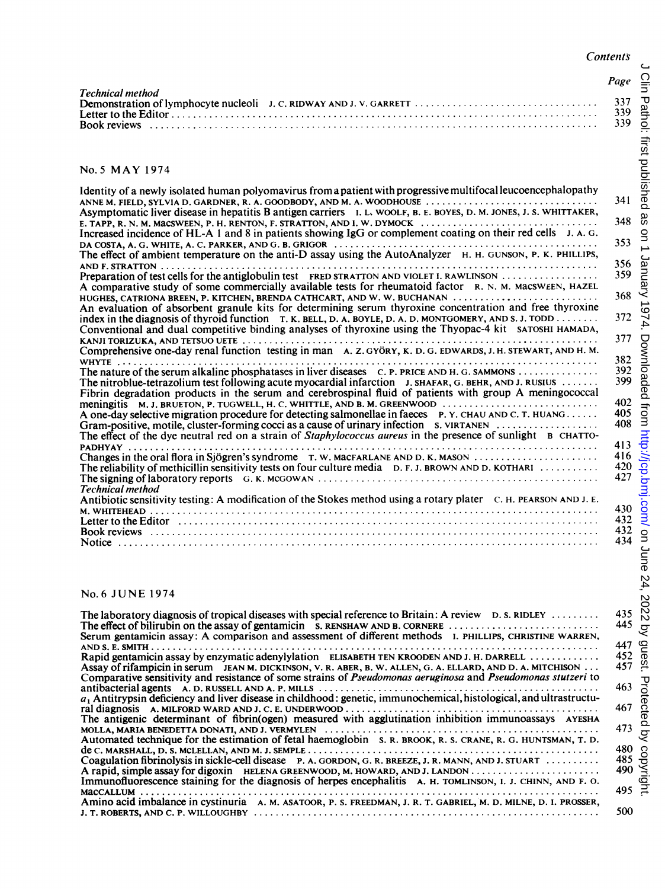*Contents*

| | Page |
|---|---|
| *Technical method* | |
| Demonstration of lymphocyte nucleoli J. C. RIDWAY AND J. V. GARRETT | 337 |
| Letter to the Editor | 339 |
| Book reviews | 339 |

## No. 5 MAY 1974

| | |
|---|---|
| Identity of a newly isolated human polyomavirus from a patient with progressive multifocal leucoencephalopathy ANNE M. FIELD, SYLVIA D. GARDNER, R. A. GOODBODY, AND M. A. WOODHOUSE | 341 |
| Asymptomatic liver disease in hepatitis B antigen carriers I. L. WOOLF, B. E. BOYES, D. M. JONES, J. S. WHITTAKER, E. TAPP, R. N. M. MACSWEEN, P. H. RENTON, F. STRATTON, AND I. W. DYMOCK | 348 |
| Increased incidence of HL-A 1 and 8 in patients showing IgG or complement coating on their red cells J. A. G. DA COSTA, A. G. WHITE, A. C. PARKER, AND G. B. GRIGOR | 353 |
| The effect of ambient temperature on the anti-D assay using the AutoAnalyzer H. H. GUNSON, P. K. PHILLIPS, AND F. STRATTON | 356 |
| Preparation of test cells for the antiglobulin test FRED STRATTON AND VIOLET I. RAWLINSON | 359 |
| A comparative study of some commercially available tests for rheumatoid factor R. N. M. MACSWEEN, HAZEL HUGHES, CATRIONA BREEN, P. KITCHEN, BRENDA CATHCART, AND W. W. BUCHANAN | 368 |
| An evaluation of absorbent granule kits for determining serum thyroxine concentration and free thyroxine index in the diagnosis of thyroid function T. K. BELL, D. A. BOYLE, D. A. D. MONTGOMERY, AND S. J. TODD | 372 |
| Conventional and dual competitive binding analyses of thyroxine using the Thyopac-4 kit SATOSHI HAMADA, KANJI TORIZUKA, AND TETSUO UETE | 377 |
| Comprehensive one-day renal function testing in man A. Z. GYÖRY, K. D. G. EDWARDS, J. H. STEWART, AND H. M. WHYTE | 382 |
| The nature of the serum alkaline phosphatases in liver diseases C. P. PRICE AND H. G. SAMMONS | 392 |
| The nitroblue-tetrazolium test following acute myocardial infarction J. SHAFAR, G. BEHR, AND J. RUSIUS | 399 |
| Fibrin degradation products in the serum and cerebrospinal fluid of patients with group A meningococcal meningitis M. J. BRUETON, P. TUGWELL, H. C. WHITTLE, AND B. M. GREENWOOD | 402 |
| A one-day selective migration procedure for detecting salmonellae in faeces P. Y. CHAU AND C. T. HUANG | 405 |
| Gram-positive, motile, cluster-forming cocci as a cause of urinary infection S. VIRTANEN | 408 |
| The effect of the dye neutral red on a strain of *Staphylococcus aureus* in the presence of sunlight B CHATTOPADHYAY | 413 |
| Changes in the oral flora in Sjögren's syndrome T. W. MACFARLANE AND D. K. MASON | 416 |
| The reliability of methicillin sensitivity tests on four culture media D. F. J. BROWN AND D. KOTHARI | 420 |
| The signing of laboratory reports G. K. MCGOWAN | 427 |
| *Technical method* | |
| Antibiotic sensitivity testing: A modification of the Stokes method using a rotary plater C. H. PEARSON AND J. E. M. WHITEHEAD | 430 |
| Letter to the Editor | 432 |
| Book reviews | 432 |
| Notice | 434 |

## No. 6 JUNE 1974

| | |
|---|---|
| The laboratory diagnosis of tropical diseases with special reference to Britain: A review D. S. RIDLEY | 435 |
| The effect of bilirubin on the assay of gentamicin S. RENSHAW AND B. CORNERE | 445 |
| Serum gentamicin assay: A comparison and assessment of different methods I. PHILLIPS, CHRISTINE WARREN, AND S. E. SMITH | 447 |
| Rapid gentamicin assay by enzymatic adenylylation ELISABETH TEN KROODEN AND J. H. DARRELL | 452 |
| Assay of rifampicin in serum JEAN M. DICKINSON, V. R. ABER, B. W. ALLEN, G. A. ELLARD, AND D. A. MITCHISON | 457 |
| Comparative sensitivity and resistance of some strains of *Pseudomonas aeruginosa* and *Pseudomonas stutzeri* to antibacterial agents A. D. RUSSELL AND A. P. MILLS | 463 |
| $a_1$ Antitrypsin deficiency and liver disease in childhood: genetic, immunochemical, histological, and ultrastructural diagnosis A. MILFORD WARD AND J. C. E. UNDERWOOD | 467 |
| The antigenic determinant of fibrin(ogen) measured with agglutination inhibition immunoassays AYESHA MOLLA, MARIA BENEDETTA DONATI, AND J. VERMYLEN | 473 |
| Automated technique for the estimation of fetal haemoglobin S. R. BROOK, R. S. CRANE, R. G. HUNTSMAN, T. D. de C. MARSHALL, D. S. MCLELLAN, AND M. J. SEMPLE | 480 |
| Coagulation fibrinolysis in sickle-cell disease P. A. GORDON, G. R. BREEZE, J. R. MANN, AND J. STUART | 485 |
| A rapid, simple assay for digoxin HELENA GREENWOOD, M. HOWARD, AND J. LANDON | 490 |
| Immunofluorescence staining for the diagnosis of herpes encephalitis A. H. TOMLINSON, I. J. CHINN, AND F. O. MACCALLUM | 495 |
| Amino acid imbalance in cystinuria A. M. ASATOOR, P. S. FREEDMAN, J. R. T. GABRIEL, M. D. MILNE, D. I. PROSSER, J. T. ROBERTS, AND C. P. WILLOUGHBY | 500 |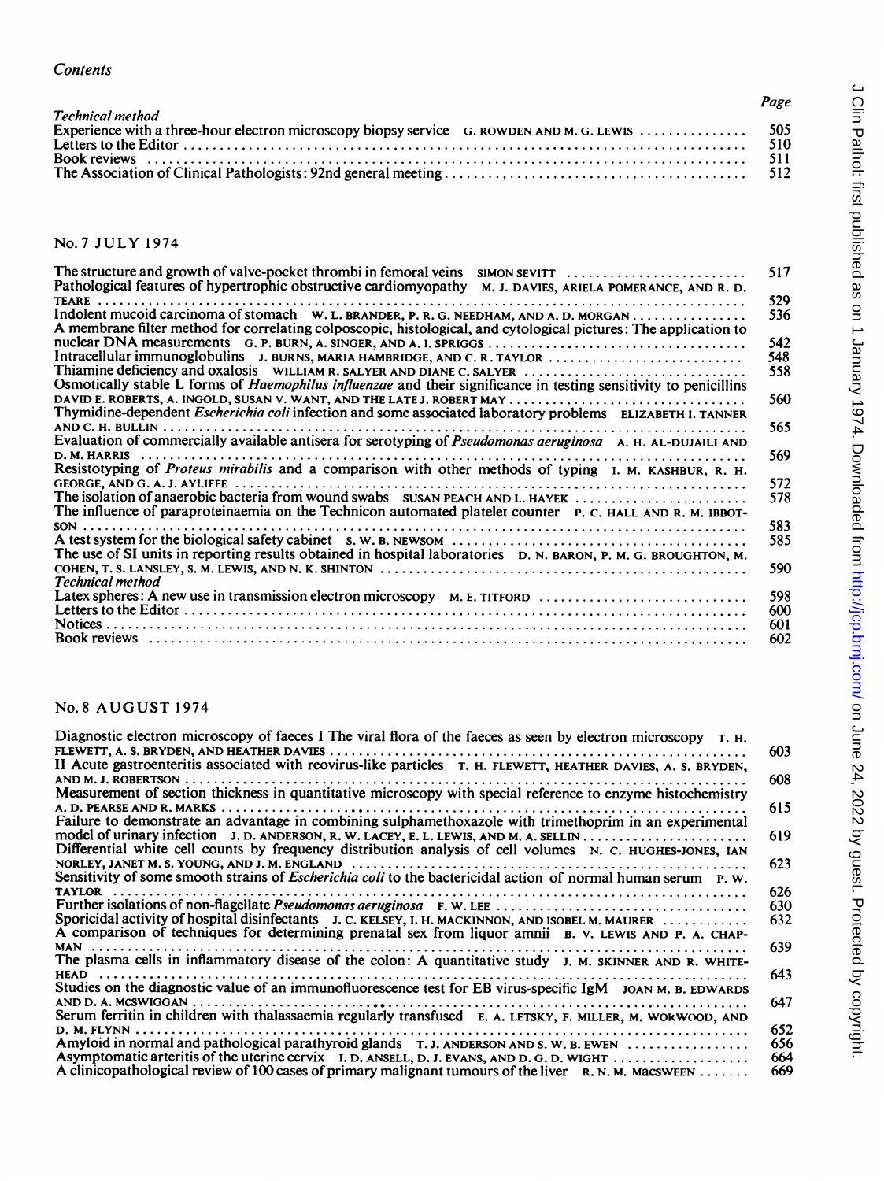*Contents*

| | Page |
|---|---|
| *Technical method* | |
| Experience with a three-hour electron microscopy biopsy service G. ROWDEN AND M. G. LEWIS | 505 |
| Letters to the Editor | 510 |
| Book reviews | 511 |
| The Association of Clinical Pathologists: 92nd general meeting | 512 |

## No. 7 JULY 1974

| | |
|---|---|
| The structure and growth of valve-pocket thrombi in femoral veins SIMON SEVITT | 517 |
| Pathological features of hypertrophic obstructive cardiomyopathy M. J. DAVIES, ARIELA POMERANCE, AND R. D. TEARE | 529 |
| Indolent mucoid carcinoma of stomach W. L. BRANDER, P. R. G. NEEDHAM, AND A. D. MORGAN | 536 |
| A membrane filter method for correlating colposcopic, histological, and cytological pictures: The application to nuclear DNA measurements G. P. BURN, A. SINGER, AND A. I. SPRIGGS | 542 |
| Intracellular immunoglobulins J. BURNS, MARIA HAMBRIDGE, AND C. R. TAYLOR | 548 |
| Thiamine deficiency and oxalosis WILLIAM R. SALYER AND DIANE C. SALYER | 558 |
| Osmotically stable L forms of *Haemophilus influenzae* and their significance in testing sensitivity to penicillins DAVID E. ROBERTS, A. INGOLD, SUSAN V. WANT, AND THE LATE J. ROBERT MAY | 560 |
| Thymidine-dependent *Escherichia coli* infection and some associated laboratory problems ELIZABETH I. TANNER AND C. H. BULLIN | 565 |
| Evaluation of commercially available antisera for serotyping of *Pseudomonas aeruginosa* A. H. AL-DUJAILI AND D. M. HARRIS | 569 |
| Resistotyping of *Proteus mirabilis* and a comparison with other methods of typing I. M. KASHBUR, R. H. GEORGE, AND G. A. J. AYLIFFE | 572 |
| The isolation of anaerobic bacteria from wound swabs SUSAN PEACH AND L. HAYEK | 578 |
| The influence of paraproteinaemia on the Technicon automated platelet counter P. C. HALL AND R. M. IBBOTSON | 583 |
| A test system for the biological safety cabinet S. W. B. NEWSOM | 585 |
| The use of SI units in reporting results obtained in hospital laboratories D. N. BARON, P. M. G. BROUGHTON, M. COHEN, T. S. LANSLEY, S. M. LEWIS, AND N. K. SHINTON | 590 |
| *Technical method* | |
| Latex spheres: A new use in transmission electron microscopy M. E. TITFORD | 598 |
| Letters to the Editor | 600 |
| Notices | 601 |
| Book reviews | 602 |

## No. 8 AUGUST 1974

| | |
|---|---|
| Diagnostic electron microscopy of faeces I The viral flora of the faeces as seen by electron microscopy T. H. FLEWETT, A. S. BRYDEN, AND HEATHER DAVIES | 603 |
| II Acute gastroenteritis associated with reovirus-like particles T. H. FLEWETT, HEATHER DAVIES, A. S. BRYDEN, AND M. J. ROBERTSON | 608 |
| Measurement of section thickness in quantitative microscopy with special reference to enzyme histochemistry A. D. PEARSE AND R. MARKS | 615 |
| Failure to demonstrate an advantage in combining sulphamethoxazole with trimethoprim in an experimental model of urinary infection J. D. ANDERSON, R. W. LACEY, E. L. LEWIS, AND M. A. SELLIN | 619 |
| Differential white cell counts by frequency distribution analysis of cell volumes N. C. HUGHES-JONES, IAN NORLEY, JANET M. S. YOUNG, AND J. M. ENGLAND | 623 |
| Sensitivity of some smooth strains of *Escherichia coli* to the bactericidal action of normal human serum P. W. TAYLOR | 626 |
| Further isolations of non-flagellate *Pseudomonas aeruginosa* F. W. LEE | 630 |
| Sporicidal activity of hospital disinfectants J. C. KELSEY, I. H. MACKINNON, AND ISOBEL M. MAURER | 632 |
| A comparison of techniques for determining prenatal sex from liquor amnii B. V. LEWIS AND P. A. CHAPMAN | 639 |
| The plasma cells in inflammatory disease of the colon: A quantitative study J. M. SKINNER AND R. WHITEHEAD | 643 |
| Studies on the diagnostic value of an immunofluorescence test for EB virus-specific IgM JOAN M. B. EDWARDS AND D. A. MCSWIGGAN | 647 |
| Serum ferritin in children with thalassaemia regularly transfused E. A. LETSKY, F. MILLER, M. WORWOOD, AND D. M. FLYNN | 652 |
| Amyloid in normal and pathological parathyroid glands T. J. ANDERSON AND S. W. B. EWEN | 656 |
| Asymptomatic arteritis of the uterine cervix I. D. ANSELL, D. J. EVANS, AND D. G. D. WIGHT | 664 |
| A clinicopathological review of 100 cases of primary malignant tumours of the liver R. N. M. MACSWEEN | 669 |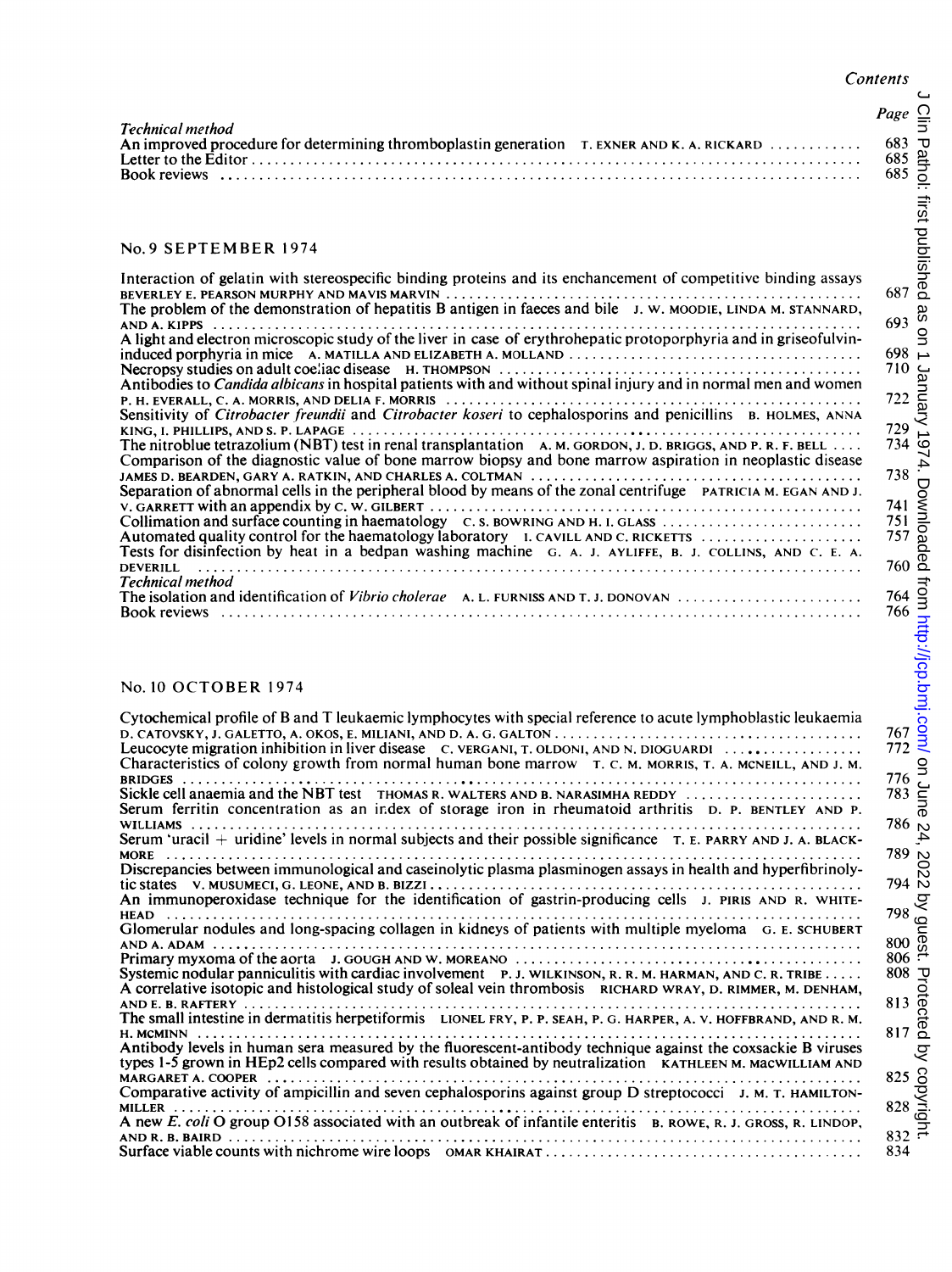## Contents

| | Page |
|---|---|
| *Technical method* | |
| An improved procedure for determining thromboplastin generation T. EXNER AND K. A. RICKARD | 683 |
| Letter to the Editor | 685 |
| Book reviews | 685 |

### No. 9 SEPTEMBER 1974

| | |
|---|---|
| Interaction of gelatin with stereospecific binding proteins and its enhancement of competitive binding assays BEVERLEY E. PEARSON MURPHY AND MAVIS MARVIN | 687 |
| The problem of the demonstration of hepatitis B antigen in faeces and bile J. W. MOODIE, LINDA M. STANNARD, AND A. KIPPS | 693 |
| A light and electron microscopic study of the liver in case of erythrohepatic protoporphyria and in griseofulvin-induced porphyria in mice A. MATILLA AND ELIZABETH A. MOLLAND | 698 |
| Necropsy studies on adult coeliac disease H. THOMPSON | 710 |
| Antibodies to *Candida albicans* in hospital patients with and without spinal injury and in normal men and women P. H. EVERALL, C. A. MORRIS, AND DELIA F. MORRIS | 722 |
| Sensitivity of *Citrobacter freundii* and *Citrobacter koseri* to cephalosporins and penicillins B. HOLMES, ANNA KING, I. PHILLIPS, AND S. P. LAPAGE | 729 |
| The nitroblue tetrazolium (NBT) test in renal transplantation A. M. GORDON, J. D. BRIGGS, AND P. R. F. BELL | 734 |
| Comparison of the diagnostic value of bone marrow biopsy and bone marrow aspiration in neoplastic disease JAMES D. BEARDEN, GARY A. RATKIN, AND CHARLES A. COLTMAN | 738 |
| Separation of abnormal cells in the peripheral blood by means of the zonal centrifuge PATRICIA M. EGAN AND J. V. GARRETT with an appendix by C. W. GILBERT | 741 |
| Collimation and surface counting in haematology C. S. BOWRING AND H. I. GLASS | 751 |
| Automated quality control for the haematology laboratory I. CAVILL AND C. RICKETTS | 757 |
| Tests for disinfection by heat in a bedpan washing machine G. A. J. AYLIFFE, B. J. COLLINS, AND C. E. A. DEVERILL | 760 |
| *Technical method* | |
| The isolation and identification of *Vibrio cholerae* A. L. FURNISS AND T. J. DONOVAN | 764 |
| Book reviews | 766 |

### No. 10 OCTOBER 1974

| | |
|---|---|
| Cytochemical profile of B and T leukaemic lymphocytes with special reference to acute lymphoblastic leukaemia D. CATOVSKY, J. GALETTO, A. OKOS, E. MILIANI, AND D. A. G. GALTON | 767 |
| Leucocyte migration inhibition in liver disease C. VERGANI, T. OLDONI, AND N. DIOGUARDI | 772 |
| Characteristics of colony growth from normal human bone marrow T. C. M. MORRIS, T. A. MCNEILL, AND J. M. BRIDGES | 776 |
| Sickle cell anaemia and the NBT test THOMAS R. WALTERS AND B. NARASIMHA REDDY | 783 |
| Serum ferritin concentration as an index of storage iron in rheumatoid arthritis D. P. BENTLEY AND P. WILLIAMS | 786 |
| Serum 'uracil + uridine' levels in normal subjects and their possible significance T. E. PARRY AND J. A. BLACKMORE | 789 |
| Discrepancies between immunological and caseinolytic plasma plasminogen assays in health and hyperfibrinolytic states V. MUSUMECI, G. LEONE, AND B. BIZZI | 794 |
| An immunoperoxidase technique for the identification of gastrin-producing cells J. PIRIS AND R. WHITEHEAD | 798 |
| Glomerular nodules and long-spacing collagen in kidneys of patients with multiple myeloma G. E. SCHUBERT AND A. ADAM | 800 |
| Primary myxoma of the aorta J. GOUGH AND W. MOREANO | 806 |
| Systemic nodular panniculitis with cardiac involvement P. J. WILKINSON, R. R. M. HARMAN, AND C. R. TRIBE | 808 |
| A correlative isotopic and histological study of soleal vein thrombosis RICHARD WRAY, D. RIMMER, M. DENHAM, AND E. B. RAFTERY | 813 |
| The small intestine in dermatitis herpetiformis LIONEL FRY, P. P. SEAH, P. G. HARPER, A. V. HOFFBRAND, AND R. M. H. MCMINN | 817 |
| Antibody levels in human sera measured by the fluorescent-antibody technique against the coxsackie B viruses types 1-5 grown in HEp2 cells compared with results obtained by neutralization KATHLEEN M. MACWILLIAM AND MARGARET A. COOPER | 825 |
| Comparative activity of ampicillin and seven cephalosporins against group D streptococci J. M. T. HAMILTON-MILLER | 828 |
| A new *E. coli* O group O158 associated with an outbreak of infantile enteritis B. ROWE, R. J. GROSS, R. LINDOP, AND R. B. BAIRD | 832 |
| Surface viable counts with nichrome wire loops OMAR KHAIRAT | 834 |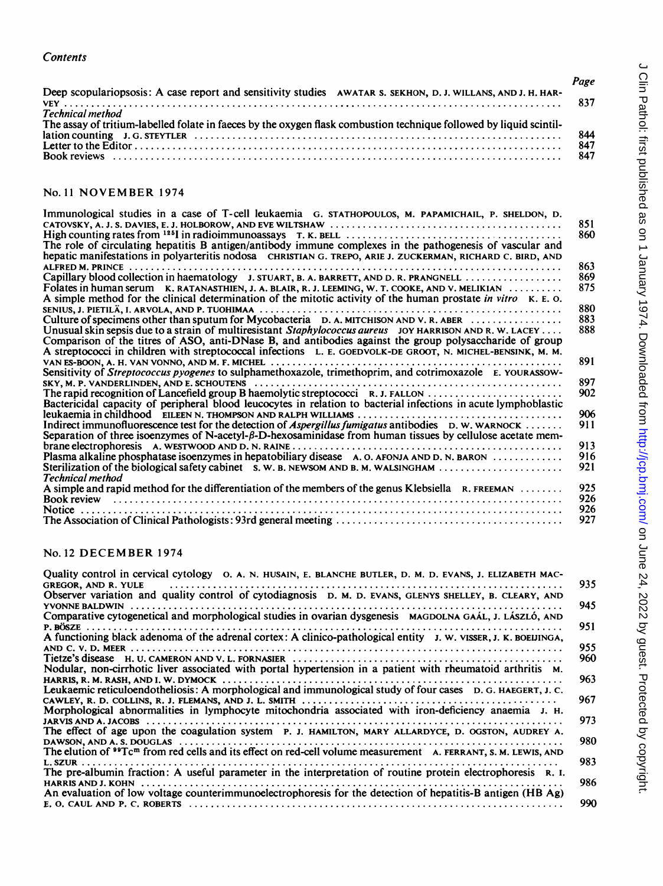*Contents*

| | Page |
|---|---|
| Deep scopulariopsosis: A case report and sensitivity studies AWATAR S. SEKHON, D. J. WILLANS, AND J. H. HARVEY | 837 |
| *Technical method* | |
| The assay of tritium-labelled folate in faeces by the oxygen flask combustion technique followed by liquid scintillation counting J. G. STEYTLER | 844 |
| Letter to the Editor | 847 |
| Book reviews | 847 |

## No. 11 NOVEMBER 1974

| | |
|---|---|
| Immunological studies in a case of T-cell leukaemia G. STATHOPOULOS, M. PAPAMICHAIL, P. SHELDON, D. CATOVSKY, A. J. S. DAVIES, E. J. HOLBOROW, AND EVE WILTSHAW | 851 |
| High counting rates from $^{125}$I in radioimmunoassays T. K. BELL | 860 |
| The role of circulating hepatitis B antigen/antibody immune complexes in the pathogenesis of vascular and hepatic manifestations in polyarteritis nodosa CHRISTIAN G. TREPO, ARIE J. ZUCKERMAN, RICHARD C. BIRD, AND ALFRED M. PRINCE | 863 |
| Capillary blood collection in haematology J. STUART, B. A. BARRETT, AND D. R. PRANGNELL | 869 |
| Folates in human serum K. RATANASTHIEN, J. A. BLAIR, R. J. LEEMING, W. T. COOKE, AND V. MELIKIAN | 875 |
| A simple method for the clinical determination of the mitotic activity of the human prostate *in vitro* K. E. O. SENIUS, J. PIETILÄ, I. ARVOLA, AND P. TUOHIMAA | 880 |
| Culture of specimens other than sputum for Mycobacteria D. A. MITCHISON AND V. R. ABER | 883 |
| Unusual skin sepsis due to a strain of multiresistant *Staphylococcus aureus* JOY HARRISON AND R. W. LACEY | 888 |
| Comparison of the titres of ASO, anti-DNase B, and antibodies against the group polysaccharide of group A streptococci in children with streptococcal infections L. E. GOEDVOLK-DE GROOT, N. MICHEL-BENSINK, M. M. VAN ES-BOON, A. H. VAN VONNO, AND M. F. MICHEL | 891 |
| Sensitivity of *Streptococcus pyogenes* to sulphamethoxazole, trimethoprim, and cotrimoxazole E. YOURASSOWSKY, M. P. VANDERLINDEN, AND E. SCHOUTENS | 897 |
| The rapid recognition of Lancefield group B haemolytic streptococci R. J. FALLON | 902 |
| Bactericidal capacity of peripheral blood leucocytes in relation to bacterial infections in acute lymphoblastic leukaemia in childhood EILEEN N. THOMPSON AND RALPH WILLIAMS | 906 |
| Indirect immunofluorescence test for the detection of *Aspergillus fumigatus* antibodies D. W. WARNOCK | 911 |
| Separation of three isoenzymes of N-acetyl-β-D-hexosaminidase from human tissues by cellulose acetate membrane electrophoresis A. WESTWOOD AND D. N. RAINE | 913 |
| Plasma alkaline phosphatase isoenzymes in hepatobiliary disease A. O. AFONJA AND D. N. BARON | 916 |
| Sterilization of the biological safety cabinet S. W. B. NEWSOM AND B. M. WALSINGHAM | 921 |
| *Technical method* | |
| A simple and rapid method for the differentiation of the members of the genus Klebsiella R. FREEMAN | 925 |
| Book review | 926 |
| Notice | 926 |
| The Association of Clinical Pathologists: 93rd general meeting | 927 |

## No. 12 DECEMBER 1974

| | |
|---|---|
| Quality control in cervical cytology O. A. N. HUSAIN, E. BLANCHE BUTLER, D. M. D. EVANS, J. ELIZABETH MACGREGOR, AND R. YULE | 935 |
| Observer variation and quality control of cytodiagnosis D. M. D. EVANS, GLENYS SHELLEY, B. CLEARY, AND YVONNE BALDWIN | 945 |
| Comparative cytogenetical and morphological studies in ovarian dysgenesis MAGDOLNA GAÁL, J. LÁSZLÓ, AND P. BÖSZE | 951 |
| A functioning black adenoma of the adrenal cortex: A clinico-pathological entity J. W. VISSER, J. K. BOEIJINGA, AND C. V. D. MEER | 955 |
| Tietze's disease H. U. CAMERON AND V. L. FORNASIER | 960 |
| Nodular, non-cirrhotic liver associated with portal hypertension in a patient with rheumatoid arthritis M. HARRIS, R. M. RASH, AND I. W. DYMOCK | 963 |
| Leukaemic reticuloendotheliosis: A morphological and immunological study of four cases D. G. HAEGERT, J. C. CAWLEY, R. D. COLLINS, R. J. FLEMANS, AND J. L. SMITH | 967 |
| Morphological abnormalities in lymphocyte mitochondria associated with iron-deficiency anaemia J. H. JARVIS AND A. JACOBS | 973 |
| The effect of age upon the coagulation system P. J. HAMILTON, MARY ALLARDYCE, D. OGSTON, AUDREY A. DAWSON, AND A. S. DOUGLAS | 980 |
| The elution of $^{99}$Tc$^{m}$ from red cells and its effect on red-cell volume measurement A. FERRANT, S. M. LEWIS, AND L. SZUR | 983 |
| The pre-albumin fraction: A useful parameter in the interpretation of routine protein electrophoresis R. I. HARRIS AND J. KOHN | 986 |
| An evaluation of low voltage counterimmunoelectrophoresis for the detection of hepatitis-B antigen (HB Ag) E. O. CAUL AND P. C. ROBERTS | 990 |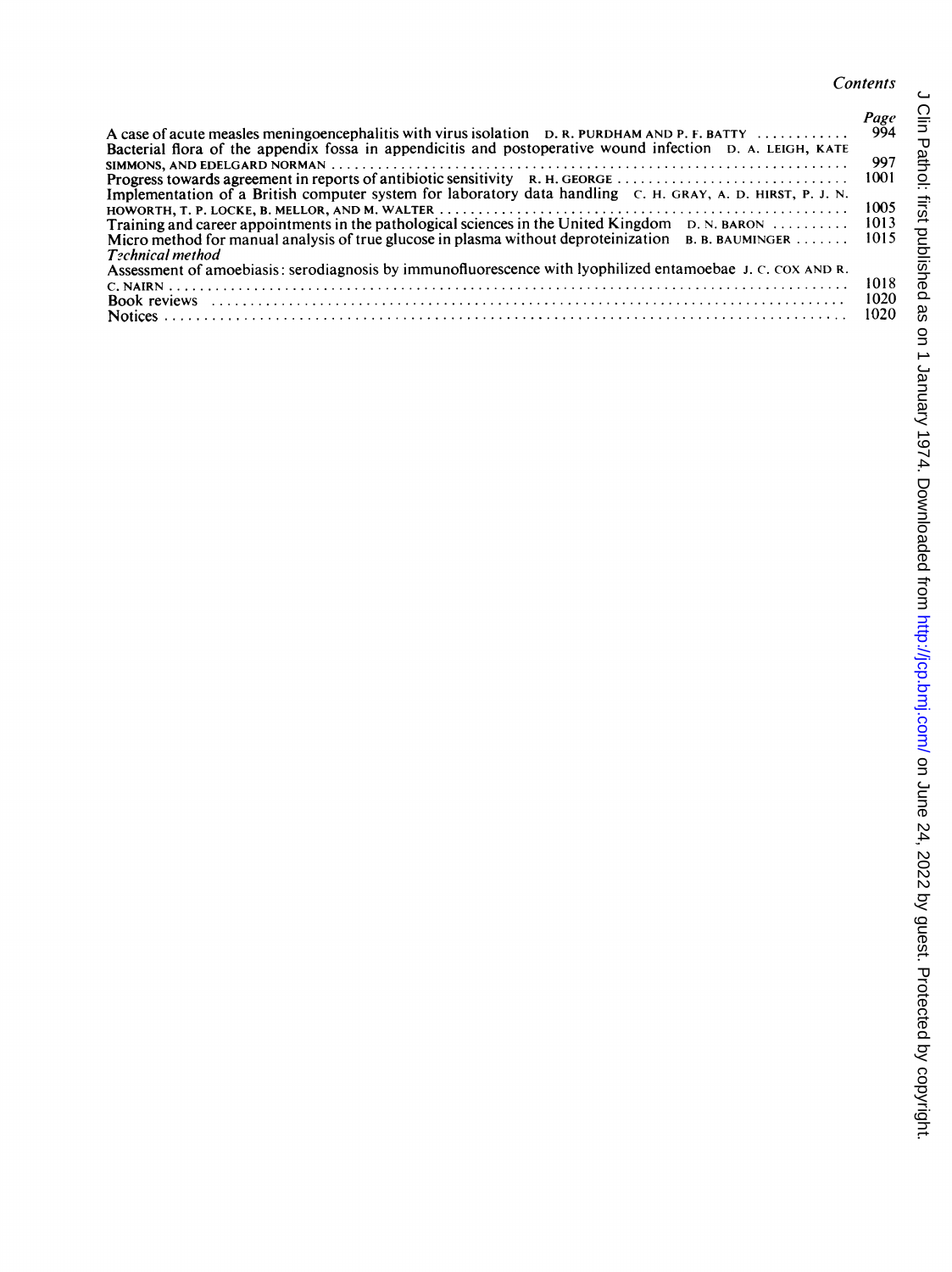*Contents*

| | Page |
|---|---|
| A case of acute measles meningoencephalitis with virus isolation D. R. PURDHAM AND P. F. BATTY | 994 |
| Bacterial flora of the appendix fossa in appendicitis and postoperative wound infection D. A. LEIGH, KATE SIMMONS, AND EDELGARD NORMAN | 997 |
| Progress towards agreement in reports of antibiotic sensitivity R. H. GEORGE | 1001 |
| Implementation of a British computer system for laboratory data handling C. H. GRAY, A. D. HIRST, P. J. N. HOWORTH, T. P. LOCKE, B. MELLOR, AND M. WALTER | 1005 |
| Training and career appointments in the pathological sciences in the United Kingdom D. N. BARON | 1013 |
| Micro method for manual analysis of true glucose in plasma without deproteinization B. B. BAUMINGER | 1015 |
| *Technical method* | |
| Assessment of amoebiasis: serodiagnosis by immunofluorescence with lyophilized entamoebae J. C. COX AND R. C. NAIRN | 1018 |
| Book reviews | 1020 |
| Notices | 1020 |